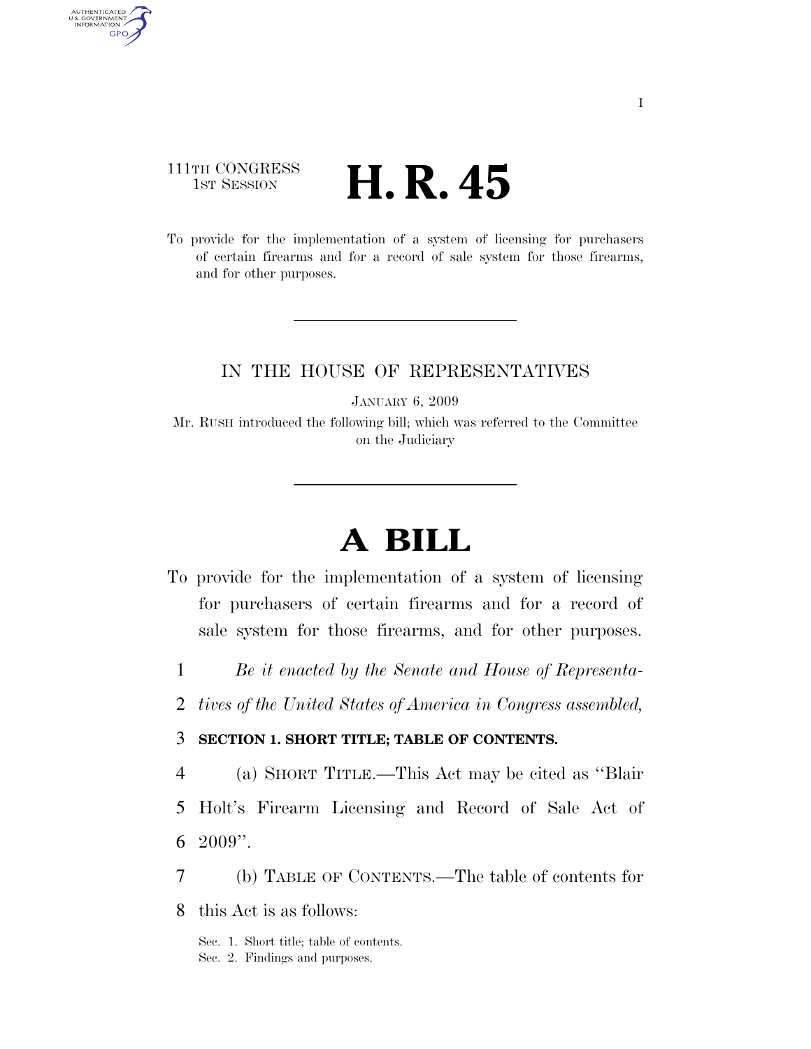111TH CONGRESS
1ST SESSION

# H. R. 45

To provide for the implementation of a system of licensing for purchasers of certain firearms and for a record of sale system for those firearms, and for other purposes.

IN THE HOUSE OF REPRESENTATIVES

JANUARY 6, 2009

Mr. RUSH introduced the following bill; which was referred to the Committee on the Judiciary

# A BILL

To provide for the implementation of a system of licensing for purchasers of certain firearms and for a record of sale system for those firearms, and for other purposes.

1 *Be it enacted by the Senate and House of Representa-*
2 *tives of the United States of America in Congress assembled,*

3 **SECTION 1. SHORT TITLE; TABLE OF CONTENTS.**

4 (a) SHORT TITLE.—This Act may be cited as "Blair
5 Holt's Firearm Licensing and Record of Sale Act of
6 2009".

7 (b) TABLE OF CONTENTS.—The table of contents for
8 this Act is as follows:

Sec. 1. Short title; table of contents.
Sec. 2. Findings and purposes.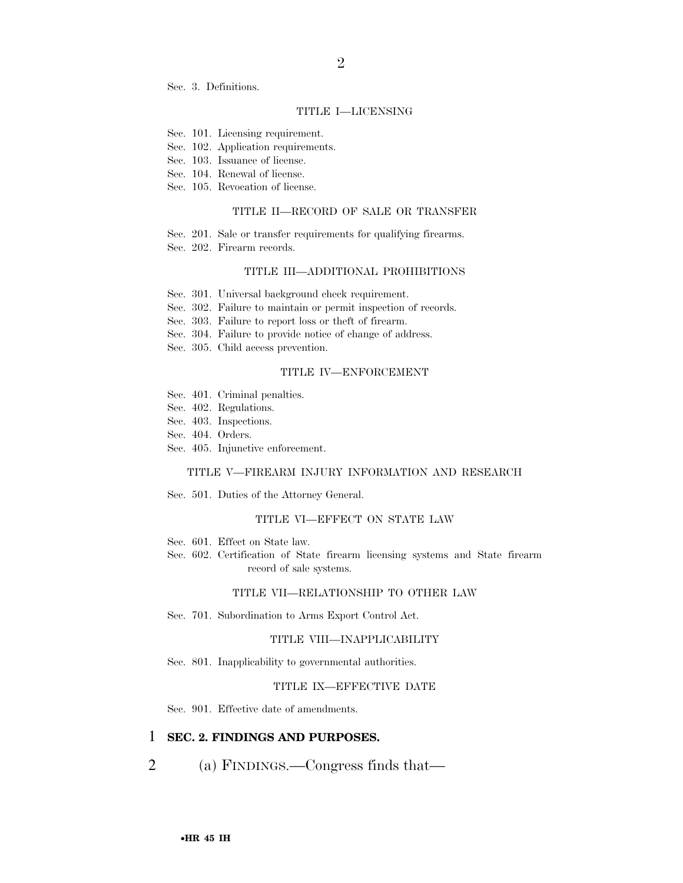Sec. 3. Definitions.

TITLE I—LICENSING

Sec. 101. Licensing requirement.
Sec. 102. Application requirements.
Sec. 103. Issuance of license.
Sec. 104. Renewal of license.
Sec. 105. Revocation of license.

TITLE II—RECORD OF SALE OR TRANSFER

Sec. 201. Sale or transfer requirements for qualifying firearms.
Sec. 202. Firearm records.

TITLE III—ADDITIONAL PROHIBITIONS

Sec. 301. Universal background check requirement.
Sec. 302. Failure to maintain or permit inspection of records.
Sec. 303. Failure to report loss or theft of firearm.
Sec. 304. Failure to provide notice of change of address.
Sec. 305. Child access prevention.

TITLE IV—ENFORCEMENT

Sec. 401. Criminal penalties.
Sec. 402. Regulations.
Sec. 403. Inspections.
Sec. 404. Orders.
Sec. 405. Injunctive enforcement.

TITLE V—FIREARM INJURY INFORMATION AND RESEARCH

Sec. 501. Duties of the Attorney General.

TITLE VI—EFFECT ON STATE LAW

Sec. 601. Effect on State law.
Sec. 602. Certification of State firearm licensing systems and State firearm record of sale systems.

TITLE VII—RELATIONSHIP TO OTHER LAW

Sec. 701. Subordination to Arms Export Control Act.

TITLE VIII—INAPPLICABILITY

Sec. 801. Inapplicability to governmental authorities.

TITLE IX—EFFECTIVE DATE

Sec. 901. Effective date of amendments.

**SEC. 2. FINDINGS AND PURPOSES.**

(a) FINDINGS.—Congress finds that—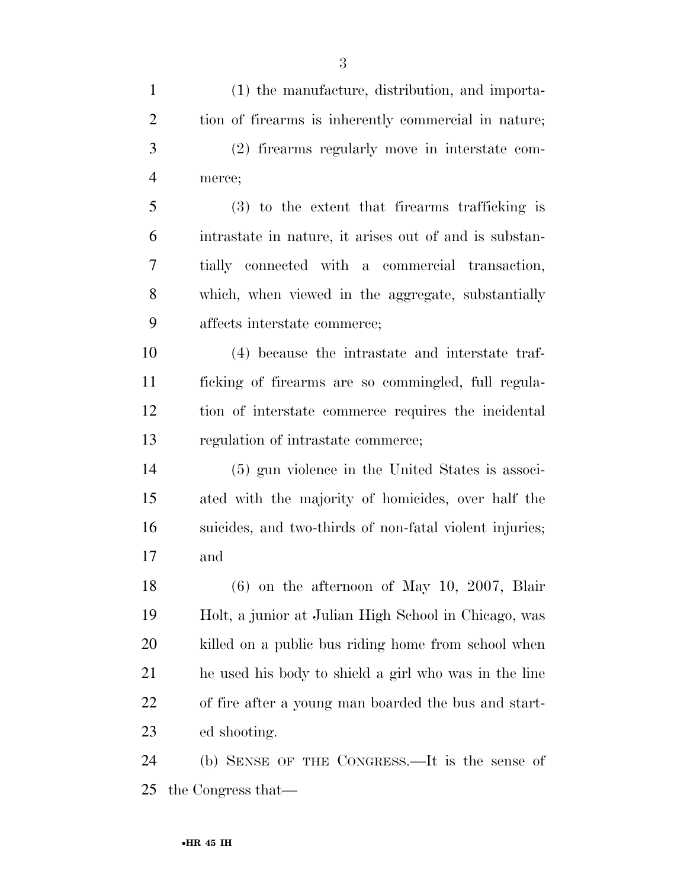(1) the manufacture, distribution, and importation of firearms is inherently commercial in nature;

(2) firearms regularly move in interstate commerce;

(3) to the extent that firearms trafficking is intrastate in nature, it arises out of and is substantially connected with a commercial transaction, which, when viewed in the aggregate, substantially affects interstate commerce;

(4) because the intrastate and interstate trafficking of firearms are so commingled, full regulation of interstate commerce requires the incidental regulation of intrastate commerce;

(5) gun violence in the United States is associated with the majority of homicides, over half the suicides, and two-thirds of non-fatal violent injuries; and

(6) on the afternoon of May 10, 2007, Blair Holt, a junior at Julian High School in Chicago, was killed on a public bus riding home from school when he used his body to shield a girl who was in the line of fire after a young man boarded the bus and started shooting.

(b) SENSE OF THE CONGRESS.—It is the sense of the Congress that—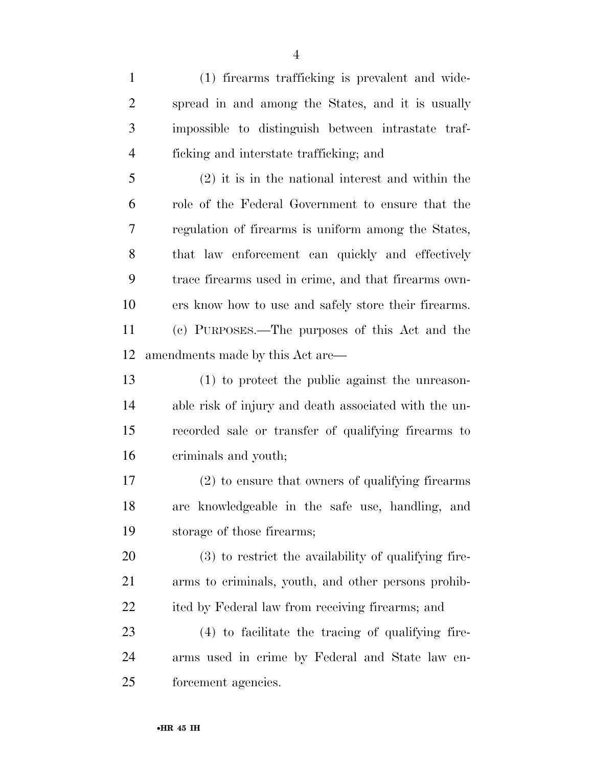(1) firearms trafficking is prevalent and widespread in and among the States, and it is usually impossible to distinguish between intrastate trafficking and interstate trafficking; and

(2) it is in the national interest and within the role of the Federal Government to ensure that the regulation of firearms is uniform among the States, that law enforcement can quickly and effectively trace firearms used in crime, and that firearms owners know how to use and safely store their firearms.

(c) PURPOSES.—The purposes of this Act and the amendments made by this Act are—

(1) to protect the public against the unreasonable risk of injury and death associated with the unrecorded sale or transfer of qualifying firearms to criminals and youth;

(2) to ensure that owners of qualifying firearms are knowledgeable in the safe use, handling, and storage of those firearms;

(3) to restrict the availability of qualifying firearms to criminals, youth, and other persons prohibited by Federal law from receiving firearms; and

(4) to facilitate the tracing of qualifying firearms used in crime by Federal and State law enforcement agencies.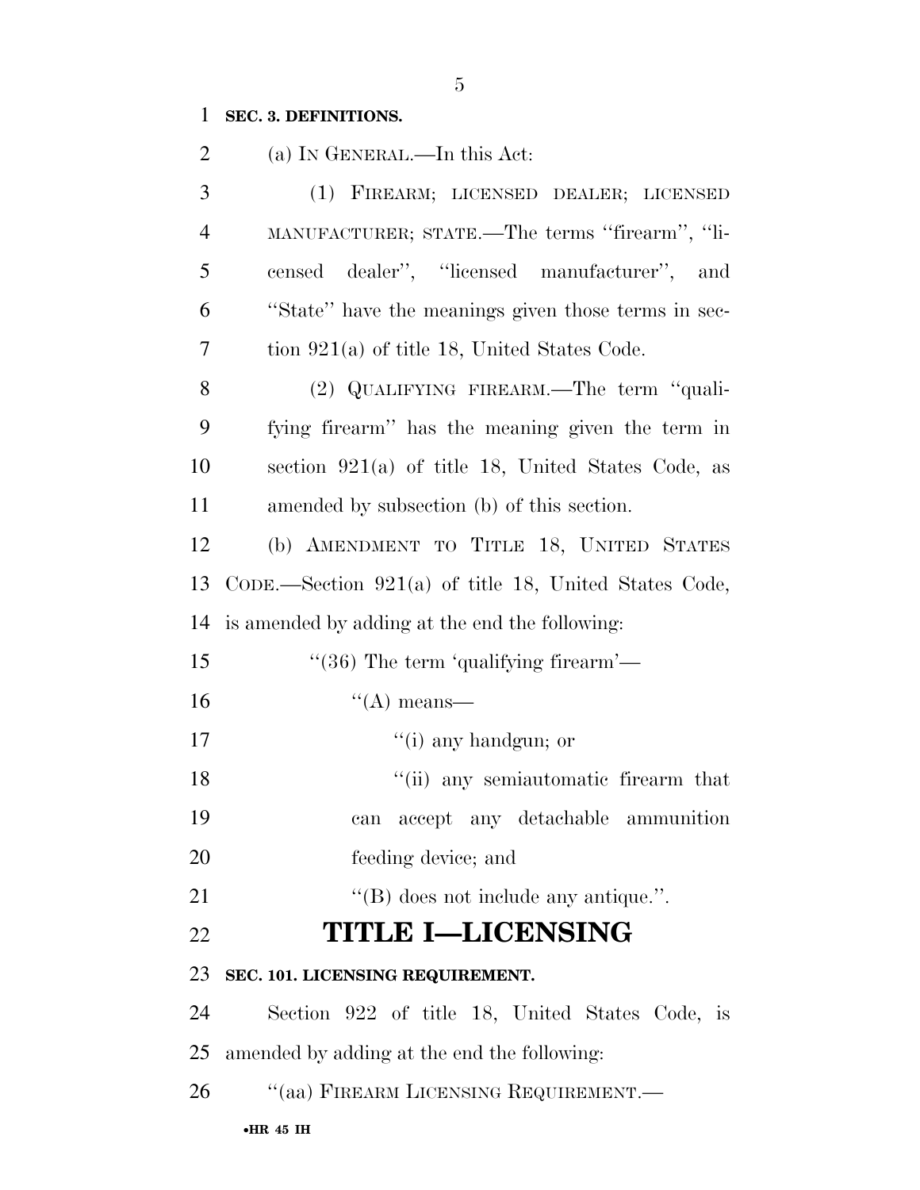**SEC. 3. DEFINITIONS.**

(a) IN GENERAL.—In this Act:

(1) FIREARM; LICENSED DEALER; LICENSED MANUFACTURER; STATE.—The terms ''firearm'', ''licensed dealer'', ''licensed manufacturer'', and ''State'' have the meanings given those terms in section 921(a) of title 18, United States Code.

(2) QUALIFYING FIREARM.—The term ''qualifying firearm'' has the meaning given the term in section 921(a) of title 18, United States Code, as amended by subsection (b) of this section.

(b) AMENDMENT TO TITLE 18, UNITED STATES CODE.—Section 921(a) of title 18, United States Code, is amended by adding at the end the following:

''(36) The term 'qualifying firearm'—

''(A) means—

''(i) any handgun; or

''(ii) any semiautomatic firearm that can accept any detachable ammunition feeding device; and

''(B) does not include any antique.''.

# TITLE I—LICENSING

**SEC. 101. LICENSING REQUIREMENT.**

Section 922 of title 18, United States Code, is amended by adding at the end the following:

''(aa) FIREARM LICENSING REQUIREMENT.—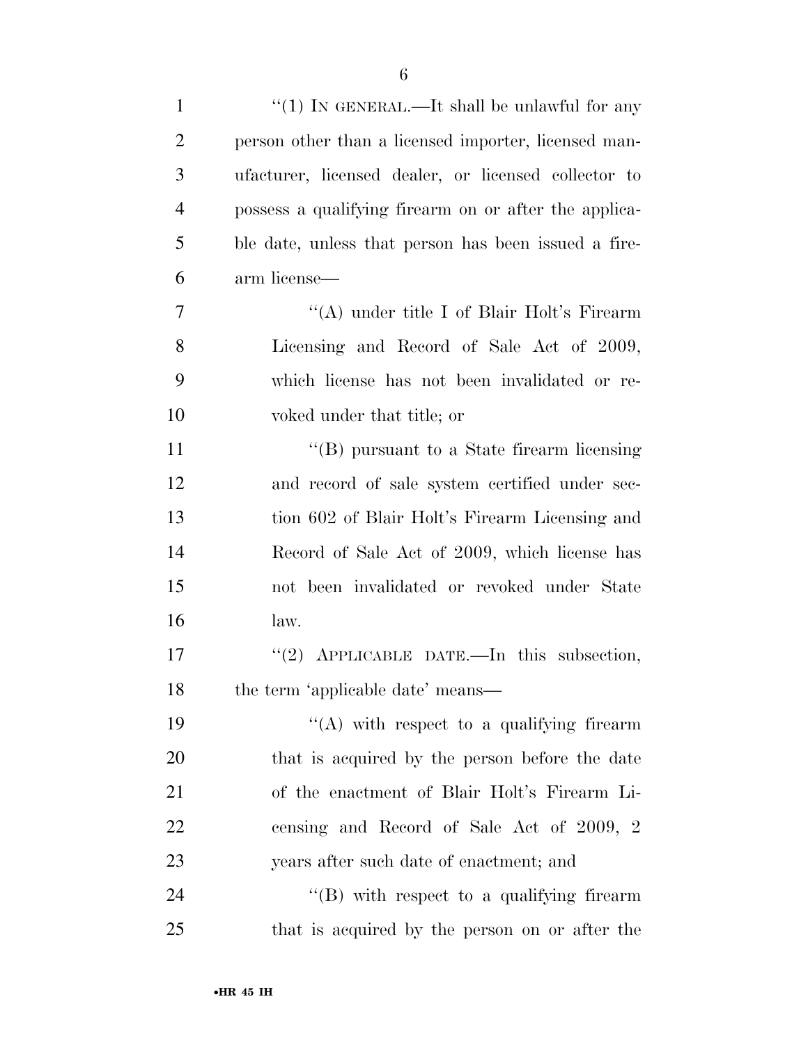"(1) IN GENERAL.—It shall be unlawful for any person other than a licensed importer, licensed manufacturer, licensed dealer, or licensed collector to possess a qualifying firearm on or after the applicable date, unless that person has been issued a firearm license—

"(A) under title I of Blair Holt's Firearm Licensing and Record of Sale Act of 2009, which license has not been invalidated or revoked under that title; or

"(B) pursuant to a State firearm licensing and record of sale system certified under section 602 of Blair Holt's Firearm Licensing and Record of Sale Act of 2009, which license has not been invalidated or revoked under State law.

"(2) APPLICABLE DATE.—In this subsection, the term 'applicable date' means—

"(A) with respect to a qualifying firearm that is acquired by the person before the date of the enactment of Blair Holt's Firearm Licensing and Record of Sale Act of 2009, 2 years after such date of enactment; and

"(B) with respect to a qualifying firearm that is acquired by the person on or after the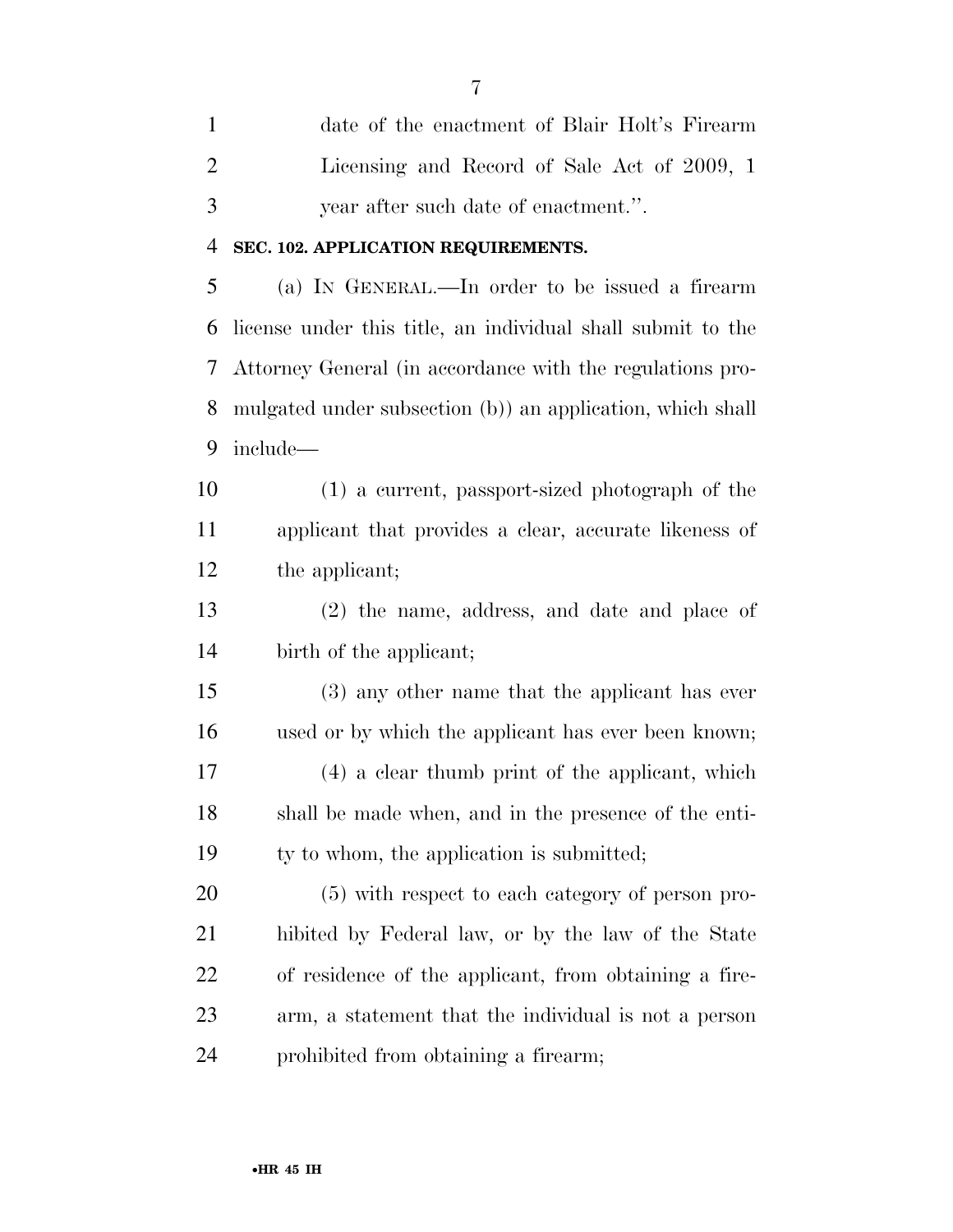date of the enactment of Blair Holt's Firearm Licensing and Record of Sale Act of 2009, 1 year after such date of enactment.''.

**SEC. 102. APPLICATION REQUIREMENTS.**

(a) IN GENERAL.—In order to be issued a firearm license under this title, an individual shall submit to the Attorney General (in accordance with the regulations promulgated under subsection (b)) an application, which shall include—

(1) a current, passport-sized photograph of the applicant that provides a clear, accurate likeness of the applicant;

(2) the name, address, and date and place of birth of the applicant;

(3) any other name that the applicant has ever used or by which the applicant has ever been known;

(4) a clear thumb print of the applicant, which shall be made when, and in the presence of the entity to whom, the application is submitted;

(5) with respect to each category of person prohibited by Federal law, or by the law of the State of residence of the applicant, from obtaining a firearm, a statement that the individual is not a person prohibited from obtaining a firearm;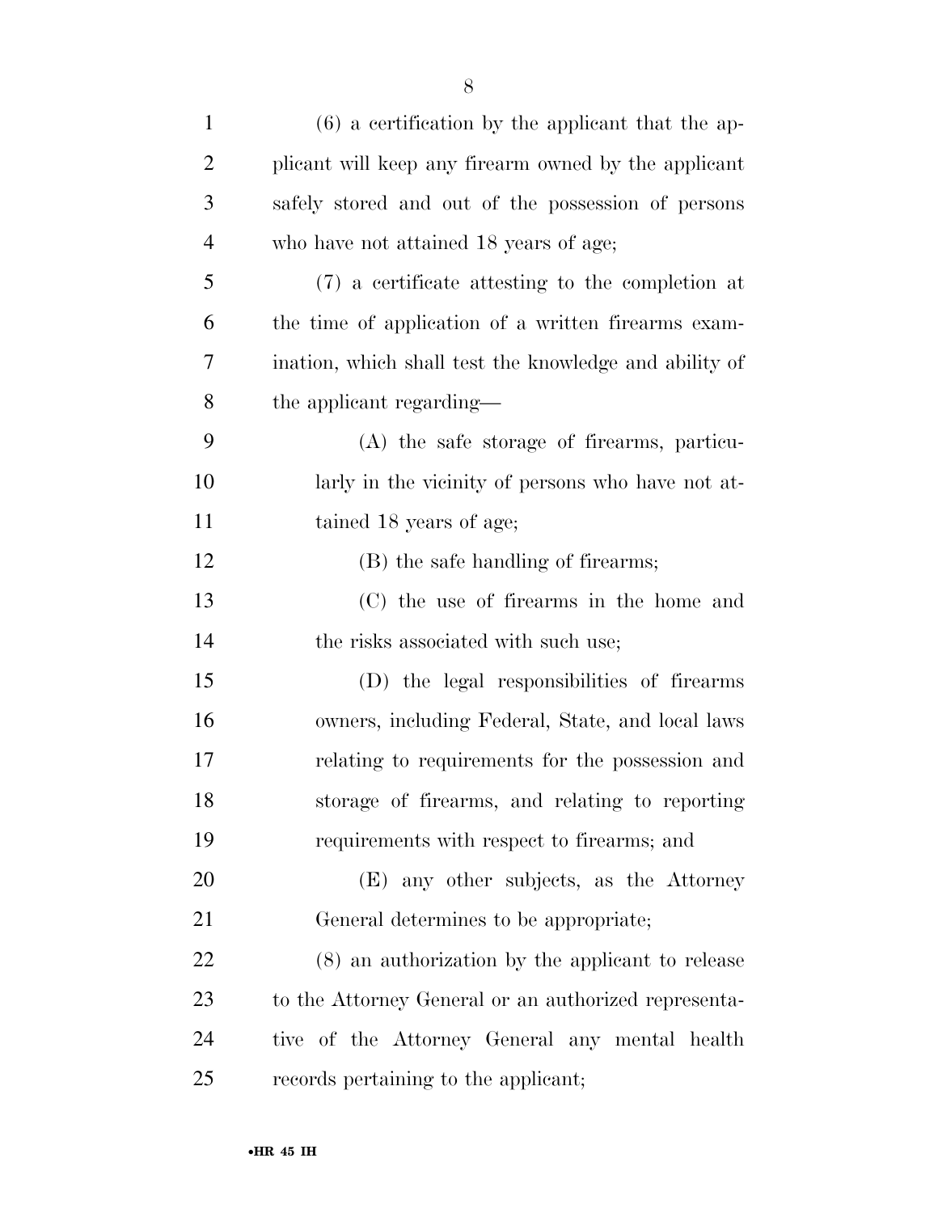(6) a certification by the applicant that the applicant will keep any firearm owned by the applicant safely stored and out of the possession of persons who have not attained 18 years of age;

(7) a certificate attesting to the completion at the time of application of a written firearms examination, which shall test the knowledge and ability of the applicant regarding—

(A) the safe storage of firearms, particularly in the vicinity of persons who have not attained 18 years of age;

(B) the safe handling of firearms;

(C) the use of firearms in the home and the risks associated with such use;

(D) the legal responsibilities of firearms owners, including Federal, State, and local laws relating to requirements for the possession and storage of firearms, and relating to reporting requirements with respect to firearms; and

(E) any other subjects, as the Attorney General determines to be appropriate;

(8) an authorization by the applicant to release to the Attorney General or an authorized representative of the Attorney General any mental health records pertaining to the applicant;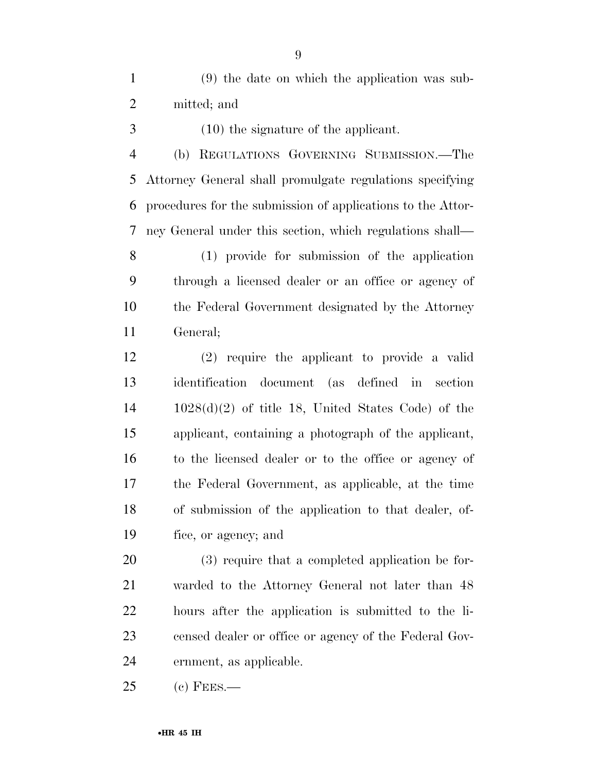(9) the date on which the application was submitted; and

(10) the signature of the applicant.

(b) REGULATIONS GOVERNING SUBMISSION.—The Attorney General shall promulgate regulations specifying procedures for the submission of applications to the Attorney General under this section, which regulations shall—

(1) provide for submission of the application through a licensed dealer or an office or agency of the Federal Government designated by the Attorney General;

(2) require the applicant to provide a valid identification document (as defined in section 1028(d)(2) of title 18, United States Code) of the applicant, containing a photograph of the applicant, to the licensed dealer or to the office or agency of the Federal Government, as applicable, at the time of submission of the application to that dealer, office, or agency; and

(3) require that a completed application be forwarded to the Attorney General not later than 48 hours after the application is submitted to the licensed dealer or office or agency of the Federal Government, as applicable.

(c) FEES.—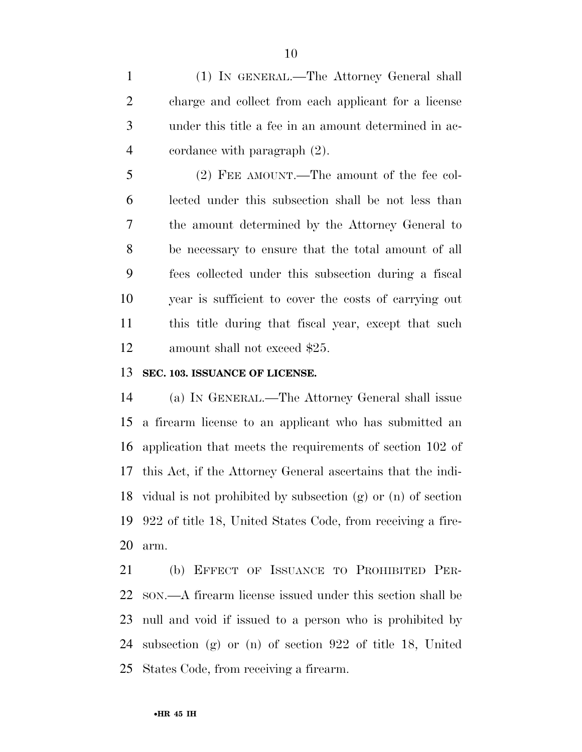(1) IN GENERAL.—The Attorney General shall charge and collect from each applicant for a license under this title a fee in an amount determined in accordance with paragraph (2).

(2) FEE AMOUNT.—The amount of the fee collected under this subsection shall be not less than the amount determined by the Attorney General to be necessary to ensure that the total amount of all fees collected under this subsection during a fiscal year is sufficient to cover the costs of carrying out this title during that fiscal year, except that such amount shall not exceed $25.

**SEC. 103. ISSUANCE OF LICENSE.**

(a) IN GENERAL.—The Attorney General shall issue a firearm license to an applicant who has submitted an application that meets the requirements of section 102 of this Act, if the Attorney General ascertains that the individual is not prohibited by subsection (g) or (n) of section 922 of title 18, United States Code, from receiving a firearm.

(b) EFFECT OF ISSUANCE TO PROHIBITED PERSON.—A firearm license issued under this section shall be null and void if issued to a person who is prohibited by subsection (g) or (n) of section 922 of title 18, United States Code, from receiving a firearm.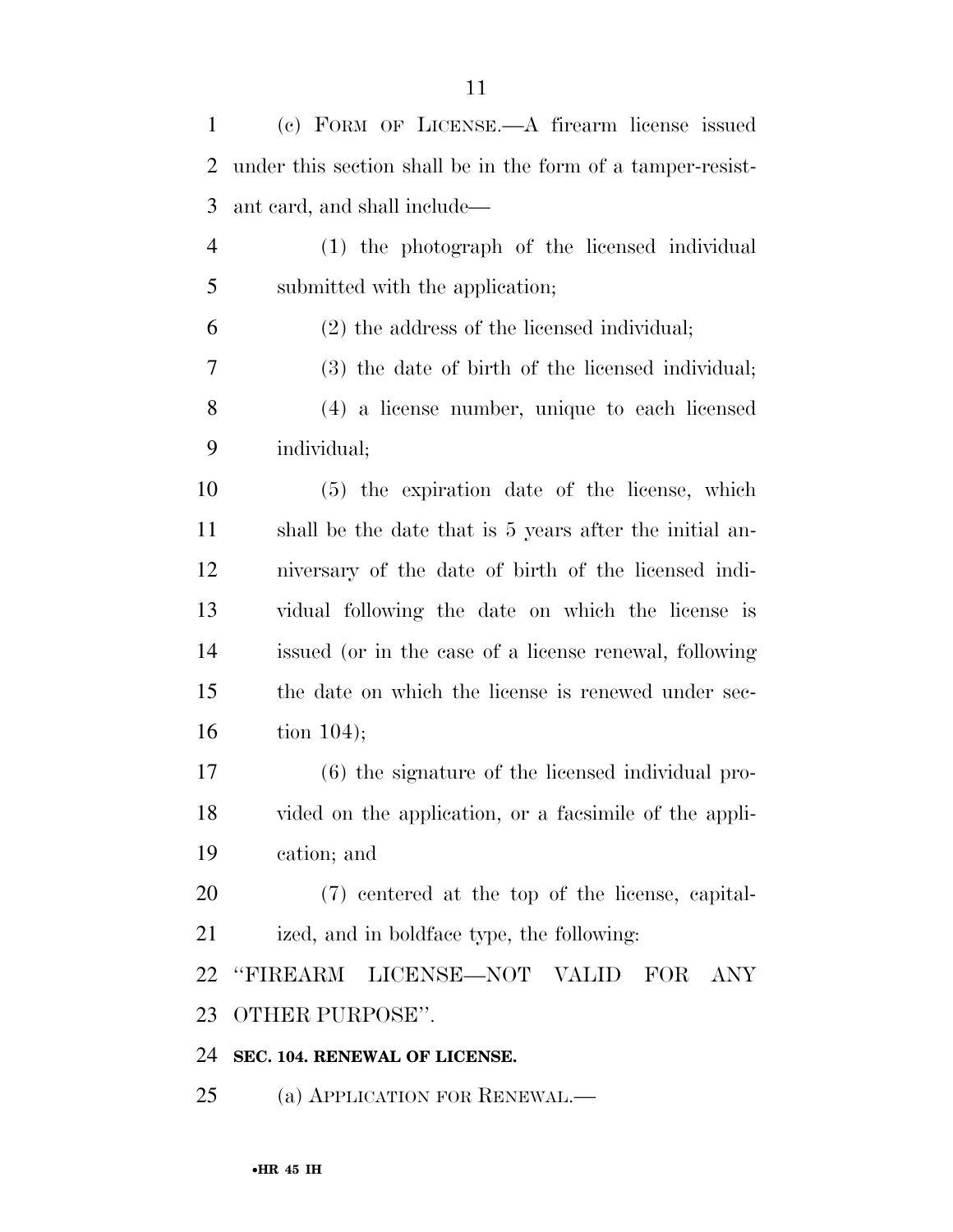(c) FORM OF LICENSE.—A firearm license issued under this section shall be in the form of a tamper-resistant card, and shall include—

(1) the photograph of the licensed individual submitted with the application;

(2) the address of the licensed individual;

(3) the date of birth of the licensed individual;

(4) a license number, unique to each licensed individual;

(5) the expiration date of the license, which shall be the date that is 5 years after the initial anniversary of the date of birth of the licensed individual following the date on which the license is issued (or in the case of a license renewal, following the date on which the license is renewed under section 104);

(6) the signature of the licensed individual provided on the application, or a facsimile of the application; and

(7) centered at the top of the license, capitalized, and in boldface type, the following: "FIREARM LICENSE—NOT VALID FOR ANY OTHER PURPOSE".

**SEC. 104. RENEWAL OF LICENSE.**

(a) APPLICATION FOR RENEWAL.—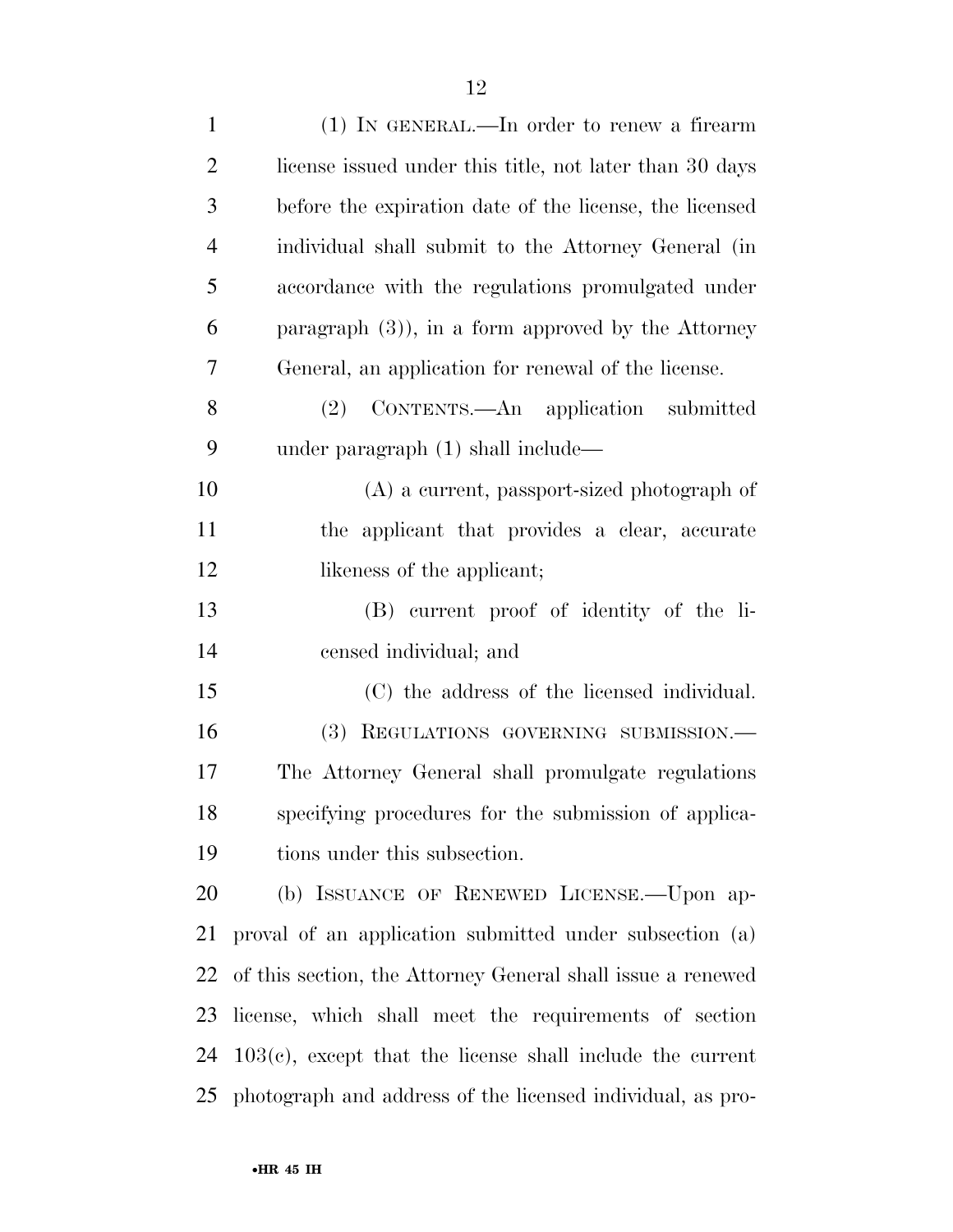(1) IN GENERAL.—In order to renew a firearm license issued under this title, not later than 30 days before the expiration date of the license, the licensed individual shall submit to the Attorney General (in accordance with the regulations promulgated under paragraph (3)), in a form approved by the Attorney General, an application for renewal of the license.

(2) CONTENTS.—An application submitted under paragraph (1) shall include—

(A) a current, passport-sized photograph of the applicant that provides a clear, accurate likeness of the applicant;

(B) current proof of identity of the licensed individual; and

(C) the address of the licensed individual.

(3) REGULATIONS GOVERNING SUBMISSION.—The Attorney General shall promulgate regulations specifying procedures for the submission of applications under this subsection.

(b) ISSUANCE OF RENEWED LICENSE.—Upon approval of an application submitted under subsection (a) of this section, the Attorney General shall issue a renewed license, which shall meet the requirements of section 103(c), except that the license shall include the current photograph and address of the licensed individual, as pro-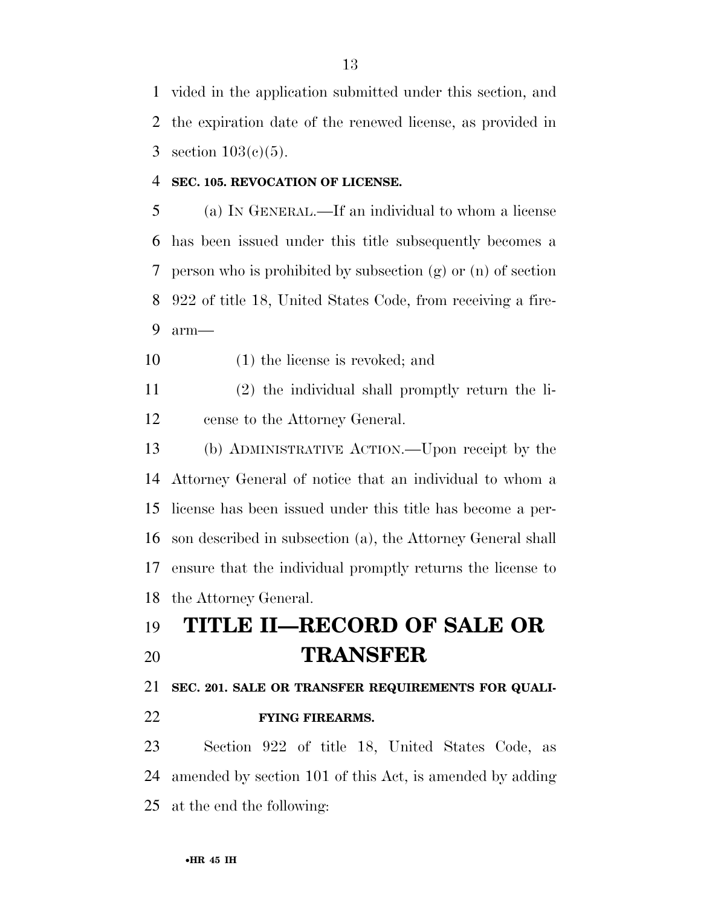vided in the application submitted under this section, and the expiration date of the renewed license, as provided in section 103(c)(5).

### SEC. 105. REVOCATION OF LICENSE.

(a) IN GENERAL.—If an individual to whom a license has been issued under this title subsequently becomes a person who is prohibited by subsection (g) or (n) of section 922 of title 18, United States Code, from receiving a firearm—

(1) the license is revoked; and

(2) the individual shall promptly return the license to the Attorney General.

(b) ADMINISTRATIVE ACTION.—Upon receipt by the Attorney General of notice that an individual to whom a license has been issued under this title has become a person described in subsection (a), the Attorney General shall ensure that the individual promptly returns the license to the Attorney General.

# TITLE II—RECORD OF SALE OR TRANSFER

### SEC. 201. SALE OR TRANSFER REQUIREMENTS FOR QUALIFYING FIREARMS.

Section 922 of title 18, United States Code, as amended by section 101 of this Act, is amended by adding at the end the following: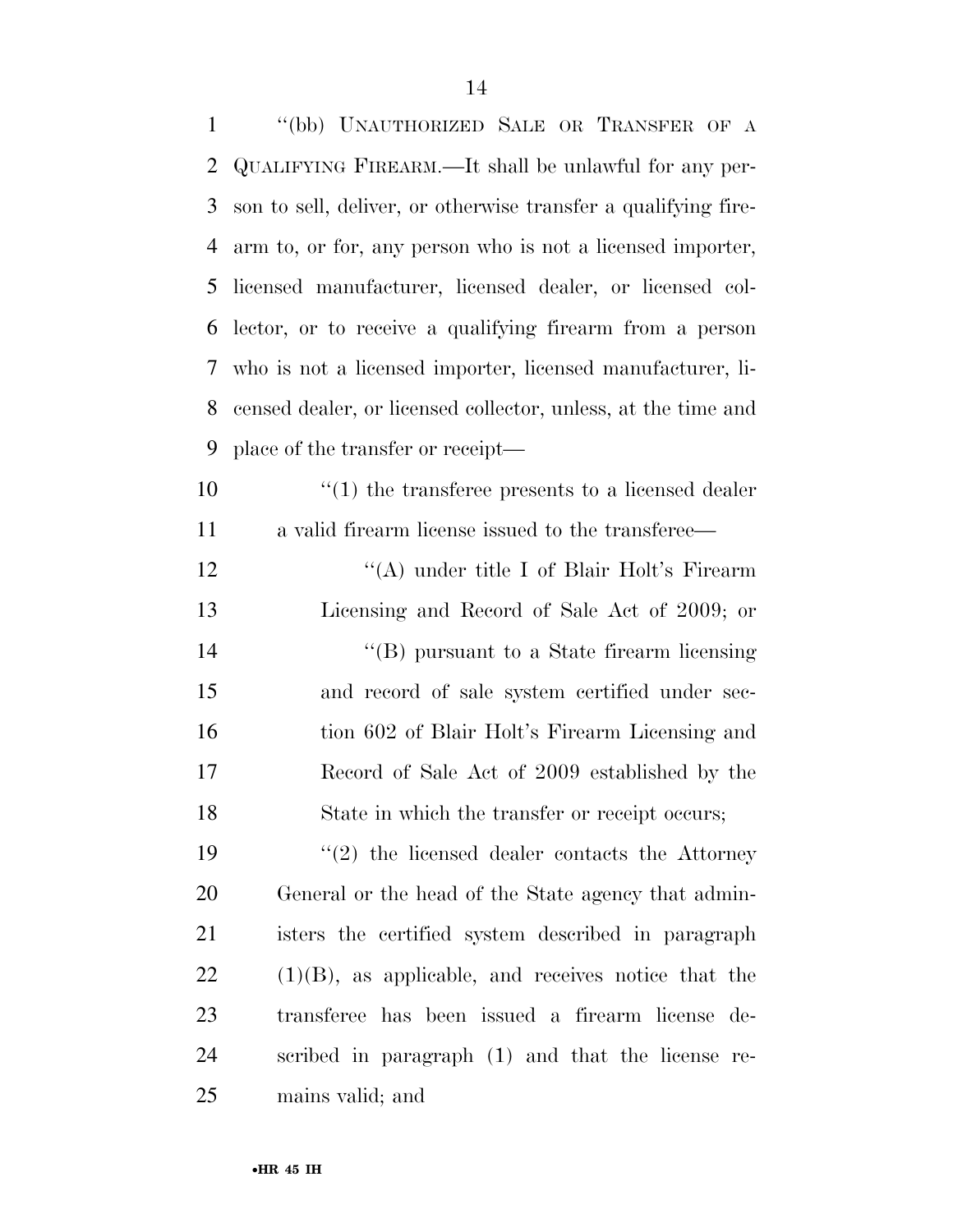"(bb) UNAUTHORIZED SALE OR TRANSFER OF A QUALIFYING FIREARM.—It shall be unlawful for any person to sell, deliver, or otherwise transfer a qualifying firearm to, or for, any person who is not a licensed importer, licensed manufacturer, licensed dealer, or licensed collector, or to receive a qualifying firearm from a person who is not a licensed importer, licensed manufacturer, licensed dealer, or licensed collector, unless, at the time and place of the transfer or receipt—

"(1) the transferee presents to a licensed dealer a valid firearm license issued to the transferee—

"(A) under title I of Blair Holt's Firearm Licensing and Record of Sale Act of 2009; or

"(B) pursuant to a State firearm licensing and record of sale system certified under section 602 of Blair Holt's Firearm Licensing and Record of Sale Act of 2009 established by the State in which the transfer or receipt occurs;

"(2) the licensed dealer contacts the Attorney General or the head of the State agency that administers the certified system described in paragraph (1)(B), as applicable, and receives notice that the transferee has been issued a firearm license described in paragraph (1) and that the license remains valid; and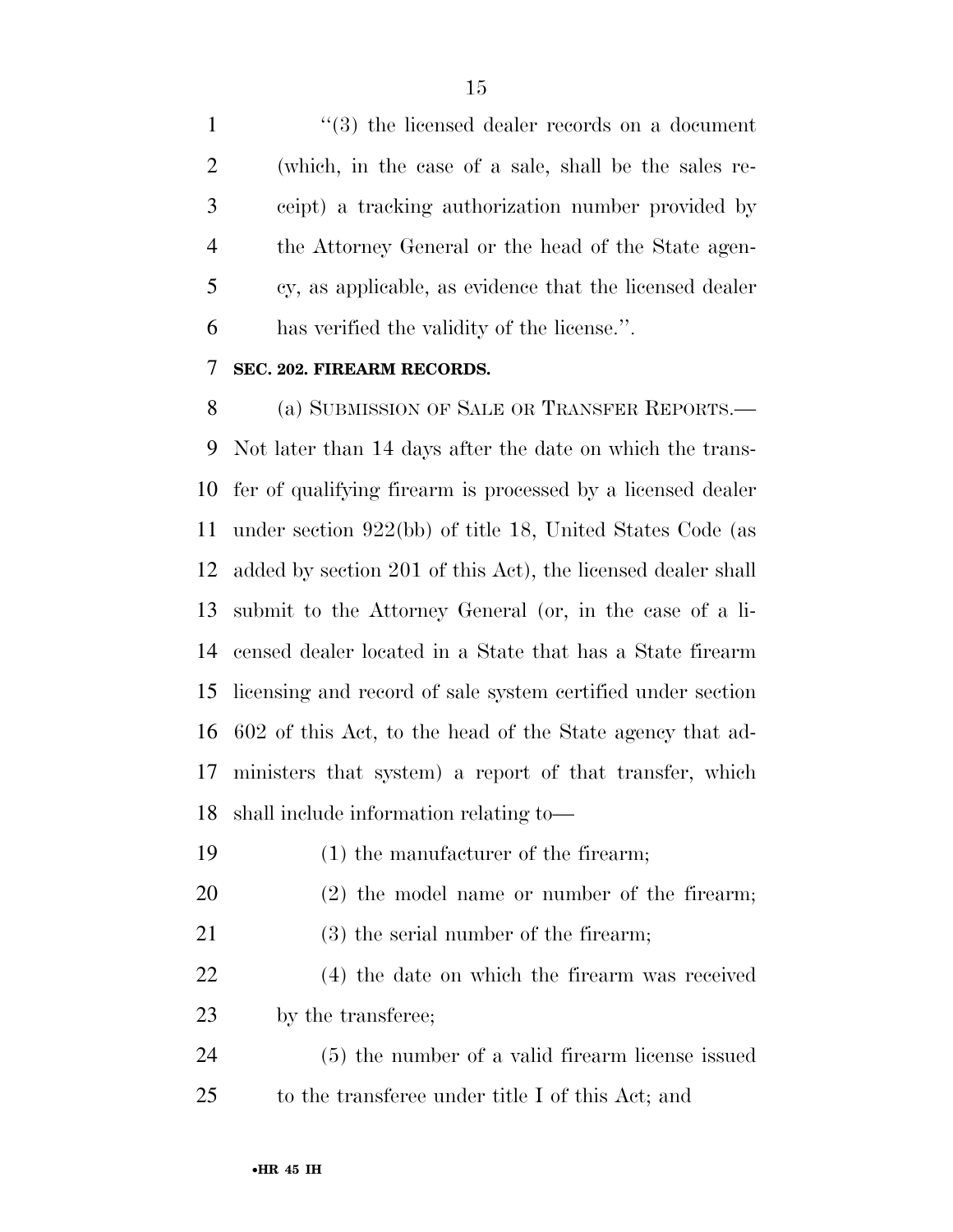"(3) the licensed dealer records on a document (which, in the case of a sale, shall be the sales receipt) a tracking authorization number provided by the Attorney General or the head of the State agency, as applicable, as evidence that the licensed dealer has verified the validity of the license.".

**SEC. 202. FIREARM RECORDS.**

(a) SUBMISSION OF SALE OR TRANSFER REPORTS.—Not later than 14 days after the date on which the transfer of qualifying firearm is processed by a licensed dealer under section 922(bb) of title 18, United States Code (as added by section 201 of this Act), the licensed dealer shall submit to the Attorney General (or, in the case of a licensed dealer located in a State that has a State firearm licensing and record of sale system certified under section 602 of this Act, to the head of the State agency that administers that system) a report of that transfer, which shall include information relating to—

(1) the manufacturer of the firearm;

(2) the model name or number of the firearm;

(3) the serial number of the firearm;

(4) the date on which the firearm was received by the transferee;

(5) the number of a valid firearm license issued to the transferee under title I of this Act; and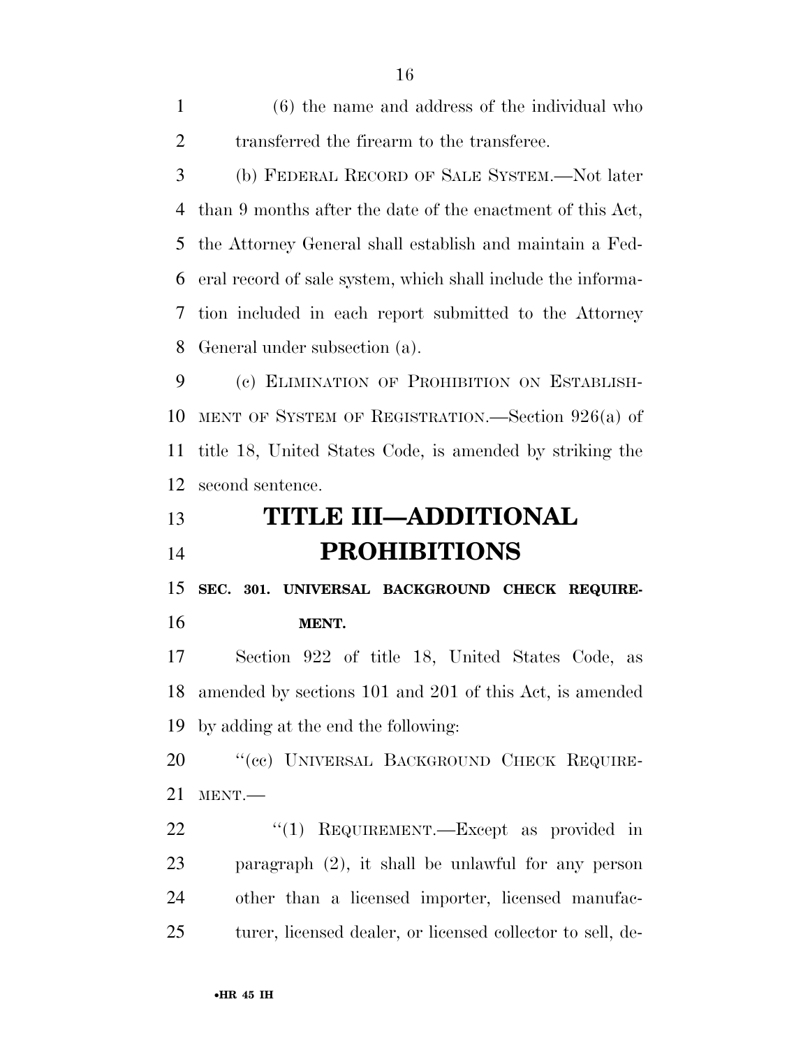(6) the name and address of the individual who transferred the firearm to the transferee.

(b) FEDERAL RECORD OF SALE SYSTEM.—Not later than 9 months after the date of the enactment of this Act, the Attorney General shall establish and maintain a Federal record of sale system, which shall include the information included in each report submitted to the Attorney General under subsection (a).

(c) ELIMINATION OF PROHIBITION ON ESTABLISHMENT OF SYSTEM OF REGISTRATION.—Section 926(a) of title 18, United States Code, is amended by striking the second sentence.

# TITLE III—ADDITIONAL PROHIBITIONS

**SEC. 301. UNIVERSAL BACKGROUND CHECK REQUIREMENT.**

Section 922 of title 18, United States Code, as amended by sections 101 and 201 of this Act, is amended by adding at the end the following:

''(cc) UNIVERSAL BACKGROUND CHECK REQUIREMENT.—

''(1) REQUIREMENT.—Except as provided in paragraph (2), it shall be unlawful for any person other than a licensed importer, licensed manufacturer, licensed dealer, or licensed collector to sell, de-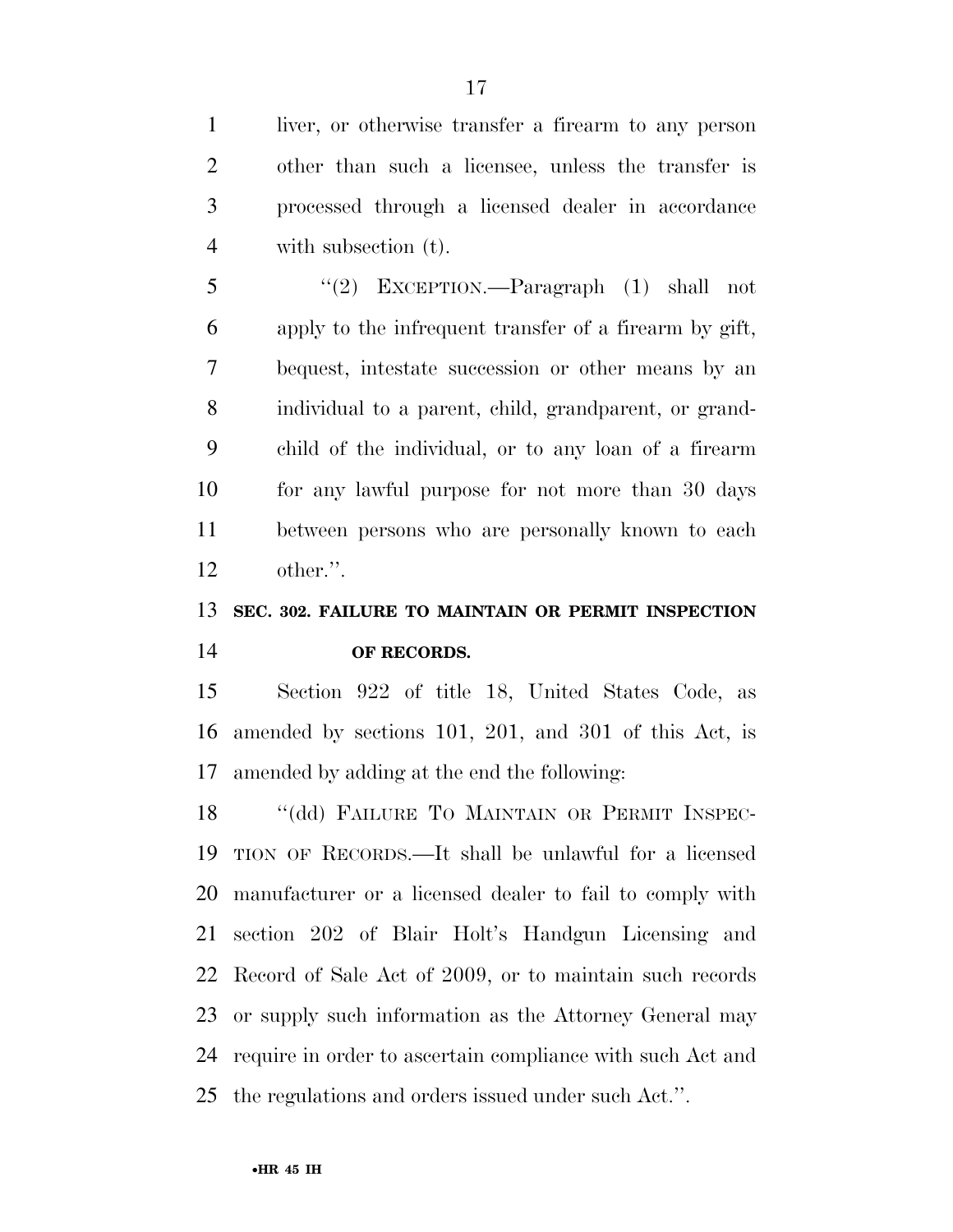liver, or otherwise transfer a firearm to any person other than such a licensee, unless the transfer is processed through a licensed dealer in accordance with subsection (t).

"(2) EXCEPTION.—Paragraph (1) shall not apply to the infrequent transfer of a firearm by gift, bequest, intestate succession or other means by an individual to a parent, child, grandparent, or grandchild of the individual, or to any loan of a firearm for any lawful purpose for not more than 30 days between persons who are personally known to each other.".

**SEC. 302. FAILURE TO MAINTAIN OR PERMIT INSPECTION OF RECORDS.**

Section 922 of title 18, United States Code, as amended by sections 101, 201, and 301 of this Act, is amended by adding at the end the following:

"(dd) FAILURE TO MAINTAIN OR PERMIT INSPECTION OF RECORDS.—It shall be unlawful for a licensed manufacturer or a licensed dealer to fail to comply with section 202 of Blair Holt's Handgun Licensing and Record of Sale Act of 2009, or to maintain such records or supply such information as the Attorney General may require in order to ascertain compliance with such Act and the regulations and orders issued under such Act.".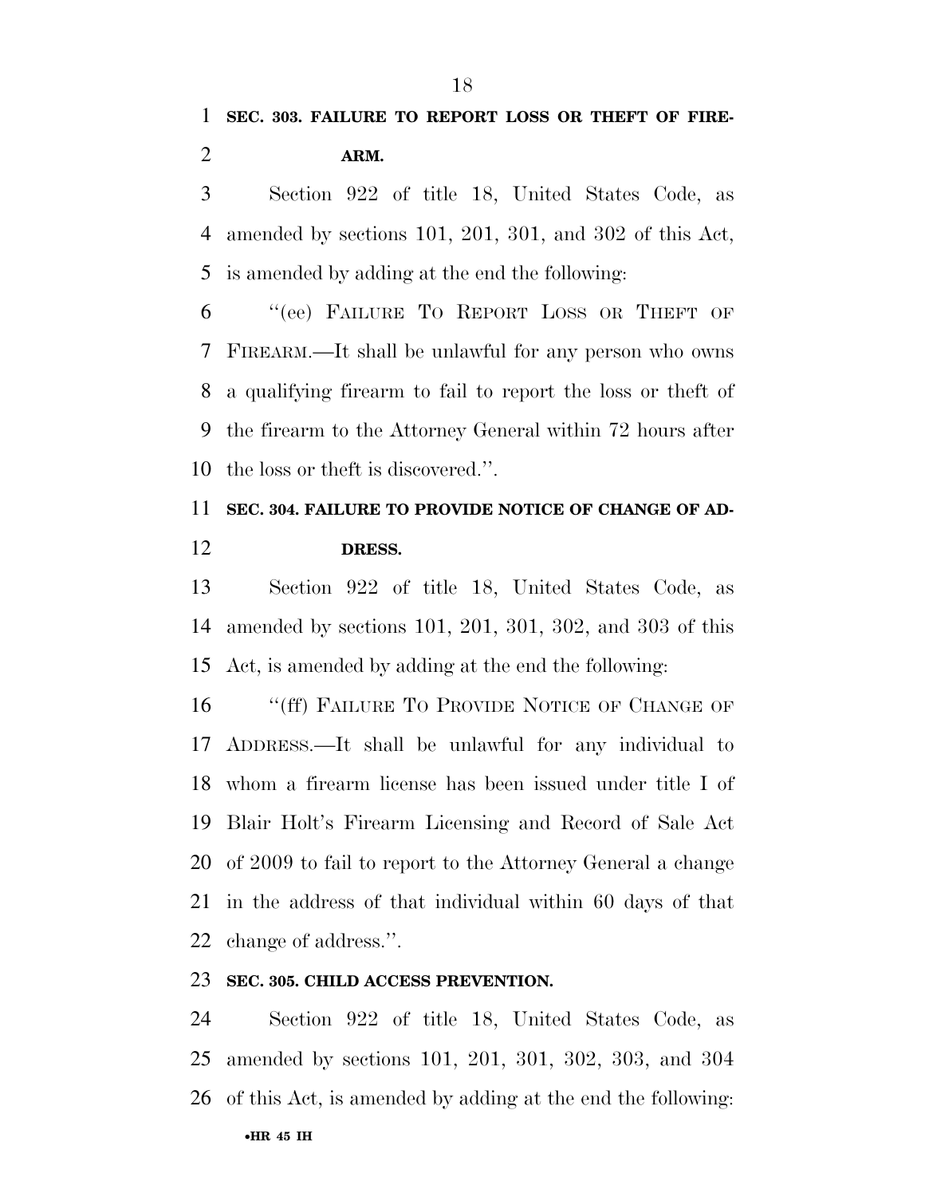**SEC. 303. FAILURE TO REPORT LOSS OR THEFT OF FIREARM.**

Section 922 of title 18, United States Code, as amended by sections 101, 201, 301, and 302 of this Act, is amended by adding at the end the following:

"(ee) FAILURE TO REPORT LOSS OR THEFT OF FIREARM.—It shall be unlawful for any person who owns a qualifying firearm to fail to report the loss or theft of the firearm to the Attorney General within 72 hours after the loss or theft is discovered.".

**SEC. 304. FAILURE TO PROVIDE NOTICE OF CHANGE OF ADDRESS.**

Section 922 of title 18, United States Code, as amended by sections 101, 201, 301, 302, and 303 of this Act, is amended by adding at the end the following:

"(ff) FAILURE TO PROVIDE NOTICE OF CHANGE OF ADDRESS.—It shall be unlawful for any individual to whom a firearm license has been issued under title I of Blair Holt's Firearm Licensing and Record of Sale Act of 2009 to fail to report to the Attorney General a change in the address of that individual within 60 days of that change of address.".

**SEC. 305. CHILD ACCESS PREVENTION.**

Section 922 of title 18, United States Code, as amended by sections 101, 201, 301, 302, 303, and 304 of this Act, is amended by adding at the end the following: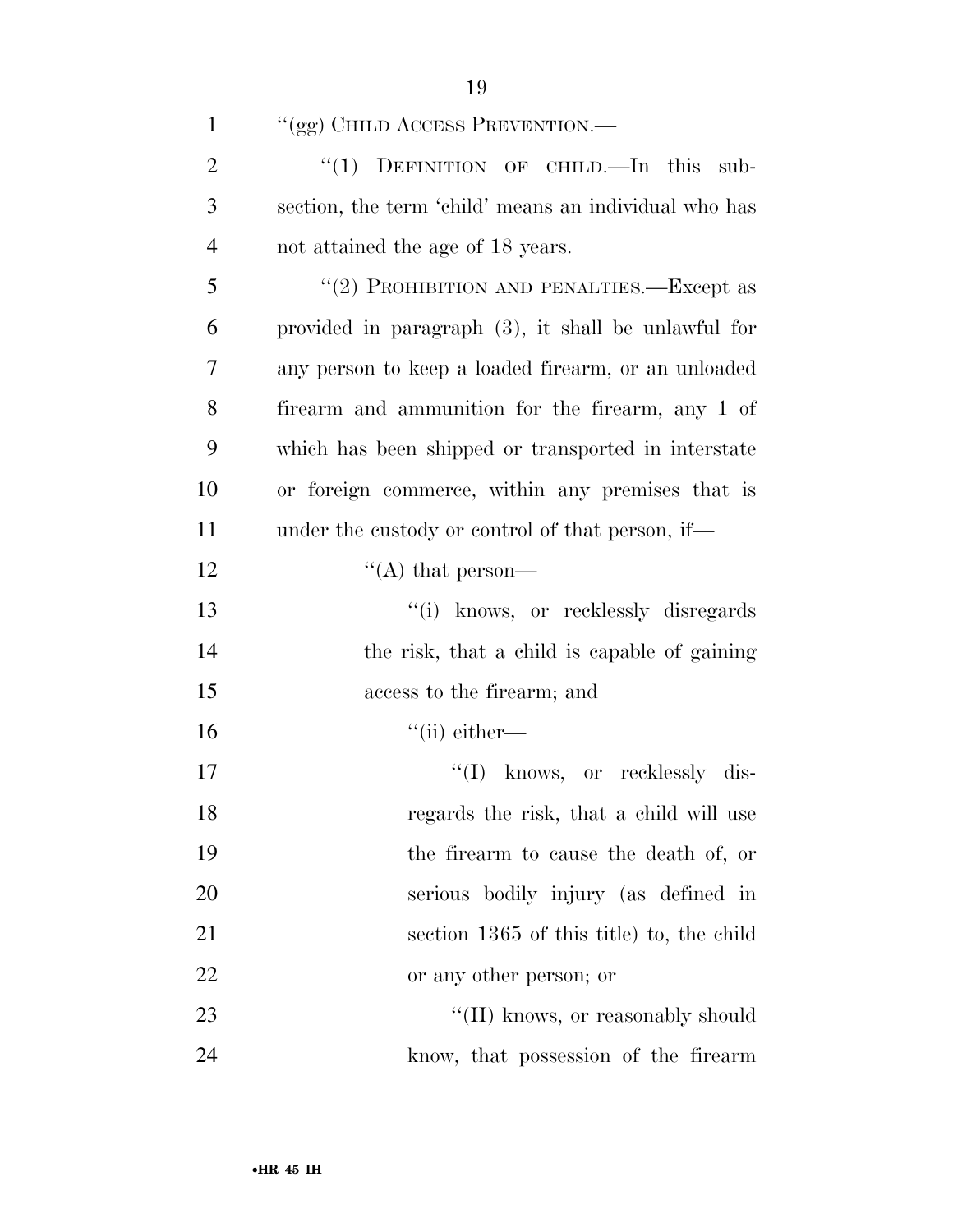"(gg) CHILD ACCESS PREVENTION.—

"(1) DEFINITION OF CHILD.—In this subsection, the term 'child' means an individual who has not attained the age of 18 years.

"(2) PROHIBITION AND PENALTIES.—Except as provided in paragraph (3), it shall be unlawful for any person to keep a loaded firearm, or an unloaded firearm and ammunition for the firearm, any 1 of which has been shipped or transported in interstate or foreign commerce, within any premises that is under the custody or control of that person, if—

"(A) that person—

"(i) knows, or recklessly disregards the risk, that a child is capable of gaining access to the firearm; and

"(ii) either—

"(I) knows, or recklessly disregards the risk, that a child will use the firearm to cause the death of, or serious bodily injury (as defined in section 1365 of this title) to, the child or any other person; or

"(II) knows, or reasonably should know, that possession of the firearm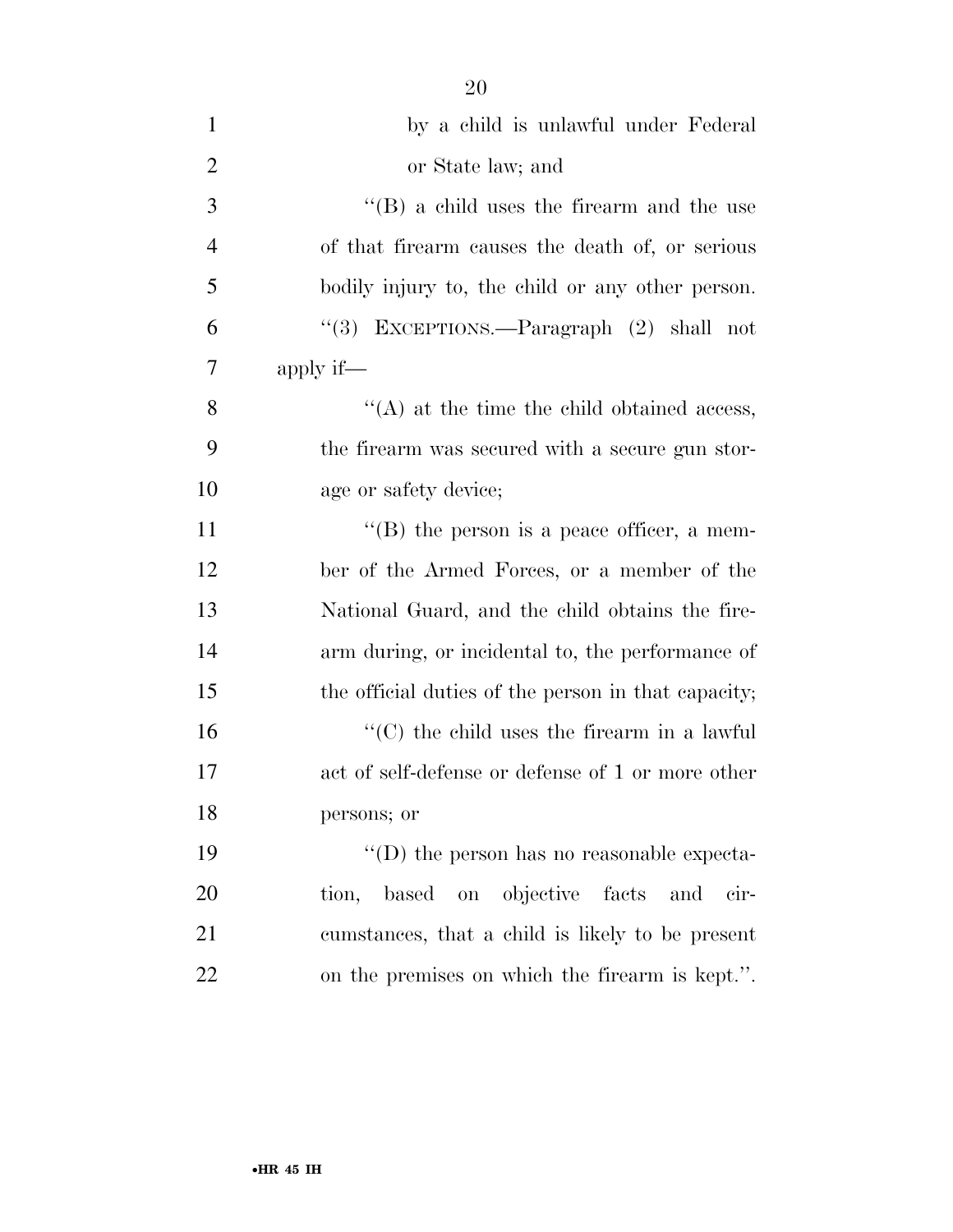by a child is unlawful under Federal or State law; and

''(B) a child uses the firearm and the use of that firearm causes the death of, or serious bodily injury to, the child or any other person.

''(3) EXCEPTIONS.—Paragraph (2) shall not apply if—

''(A) at the time the child obtained access, the firearm was secured with a secure gun storage or safety device;

''(B) the person is a peace officer, a member of the Armed Forces, or a member of the National Guard, and the child obtains the firearm during, or incidental to, the performance of the official duties of the person in that capacity;

''(C) the child uses the firearm in a lawful act of self-defense or defense of 1 or more other persons; or

''(D) the person has no reasonable expectation, based on objective facts and circumstances, that a child is likely to be present on the premises on which the firearm is kept.''.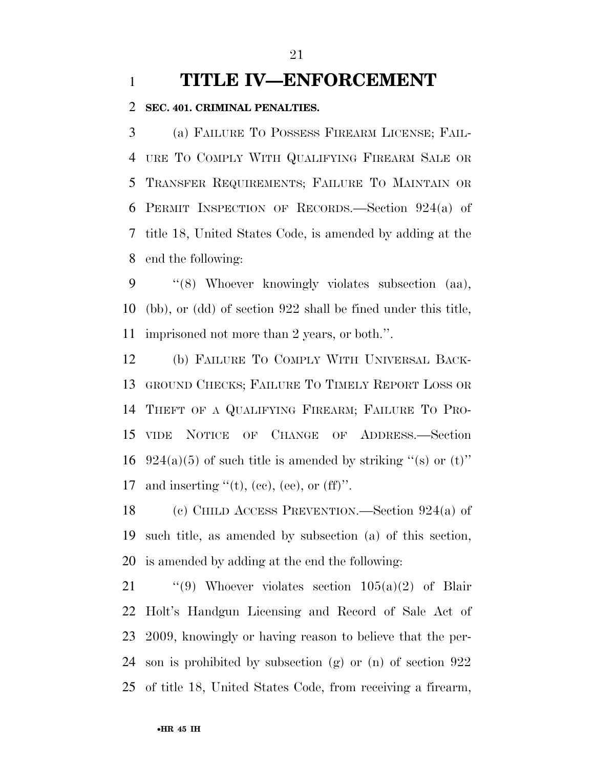# TITLE IV—ENFORCEMENT

**SEC. 401. CRIMINAL PENALTIES.**

(a) FAILURE TO POSSESS FIREARM LICENSE; FAILURE TO COMPLY WITH QUALIFYING FIREARM SALE OR TRANSFER REQUIREMENTS; FAILURE TO MAINTAIN OR PERMIT INSPECTION OF RECORDS.—Section 924(a) of title 18, United States Code, is amended by adding at the end the following:

"(8) Whoever knowingly violates subsection (aa), (bb), or (dd) of section 922 shall be fined under this title, imprisoned not more than 2 years, or both.".

(b) FAILURE TO COMPLY WITH UNIVERSAL BACKGROUND CHECKS; FAILURE TO TIMELY REPORT LOSS OR THEFT OF A QUALIFYING FIREARM; FAILURE TO PROVIDE NOTICE OF CHANGE OF ADDRESS.—Section 924(a)(5) of such title is amended by striking "(s) or (t)" and inserting "(t), (cc), (ee), or (ff)".

(c) CHILD ACCESS PREVENTION.—Section 924(a) of such title, as amended by subsection (a) of this section, is amended by adding at the end the following:

"(9) Whoever violates section 105(a)(2) of Blair Holt's Handgun Licensing and Record of Sale Act of 2009, knowingly or having reason to believe that the person is prohibited by subsection (g) or (n) of section 922 of title 18, United States Code, from receiving a firearm,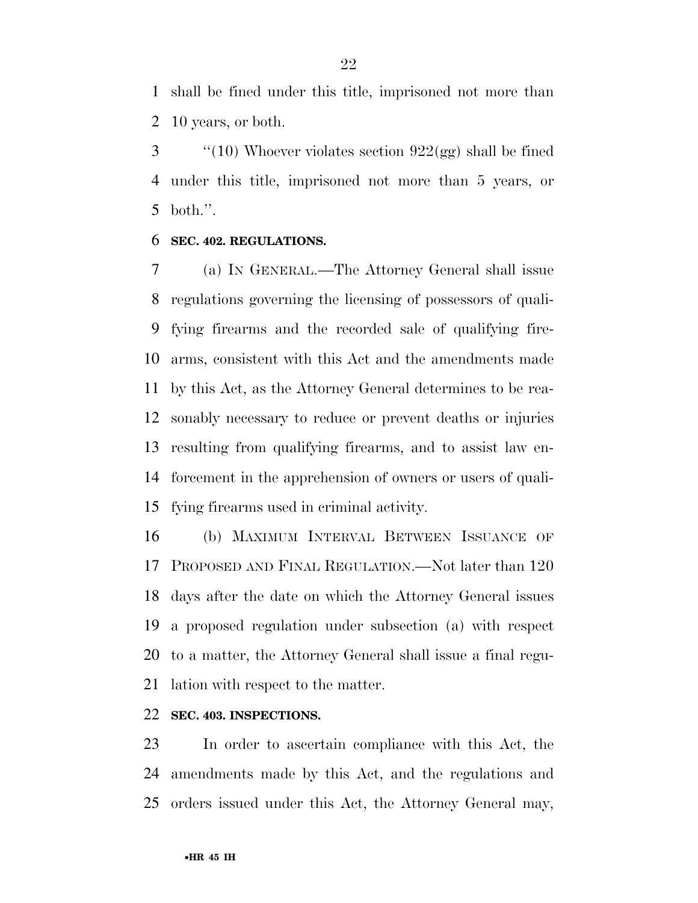shall be fined under this title, imprisoned not more than 10 years, or both.

"(10) Whoever violates section 922(gg) shall be fined under this title, imprisoned not more than 5 years, or both.".

**SEC. 402. REGULATIONS.**

(a) IN GENERAL.—The Attorney General shall issue regulations governing the licensing of possessors of qualifying firearms and the recorded sale of qualifying firearms, consistent with this Act and the amendments made by this Act, as the Attorney General determines to be reasonably necessary to reduce or prevent deaths or injuries resulting from qualifying firearms, and to assist law enforcement in the apprehension of owners or users of qualifying firearms used in criminal activity.

(b) MAXIMUM INTERVAL BETWEEN ISSUANCE OF PROPOSED AND FINAL REGULATION.—Not later than 120 days after the date on which the Attorney General issues a proposed regulation under subsection (a) with respect to a matter, the Attorney General shall issue a final regulation with respect to the matter.

**SEC. 403. INSPECTIONS.**

In order to ascertain compliance with this Act, the amendments made by this Act, and the regulations and orders issued under this Act, the Attorney General may,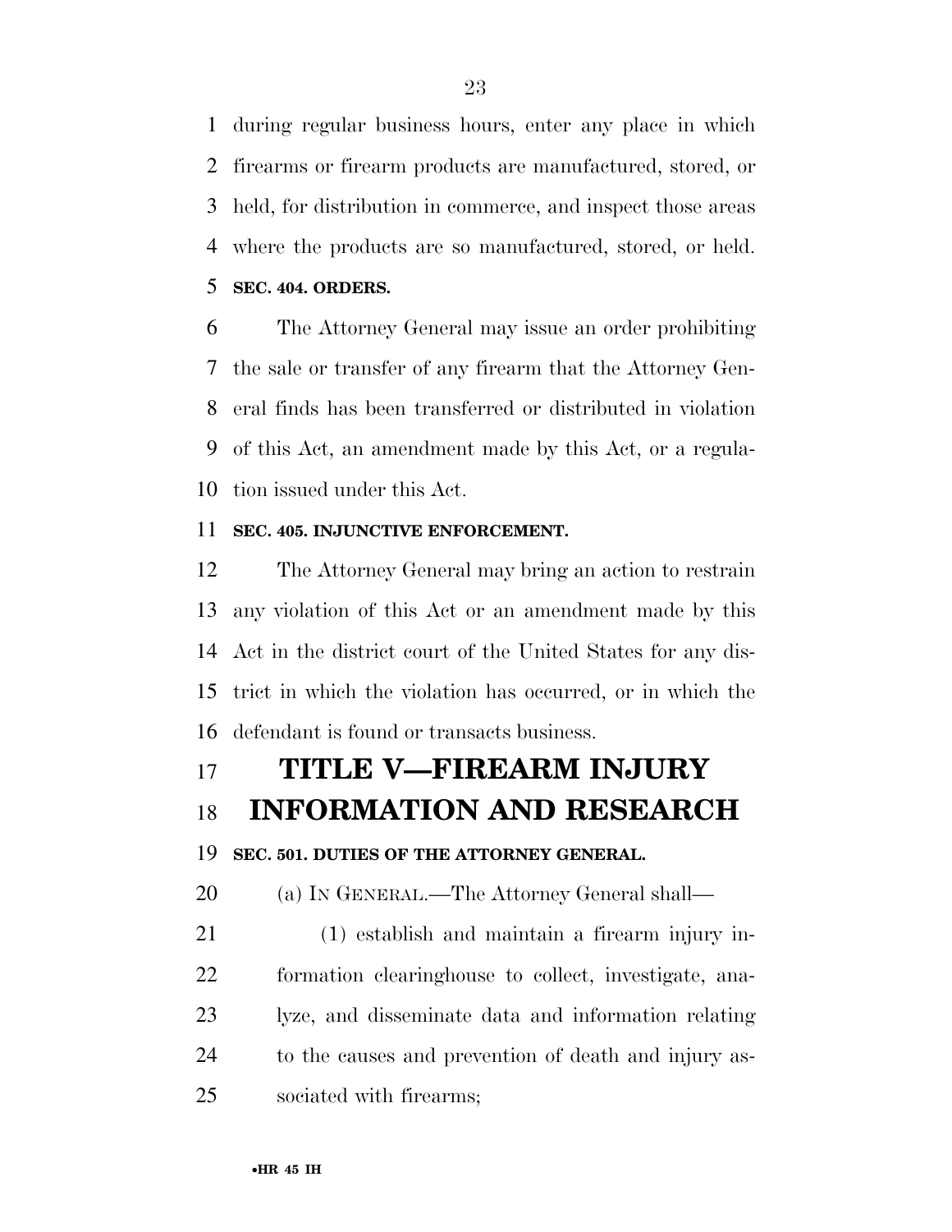during regular business hours, enter any place in which firearms or firearm products are manufactured, stored, or held, for distribution in commerce, and inspect those areas where the products are so manufactured, stored, or held.

**SEC. 404. ORDERS.**

The Attorney General may issue an order prohibiting the sale or transfer of any firearm that the Attorney General finds has been transferred or distributed in violation of this Act, an amendment made by this Act, or a regulation issued under this Act.

**SEC. 405. INJUNCTIVE ENFORCEMENT.**

The Attorney General may bring an action to restrain any violation of this Act or an amendment made by this Act in the district court of the United States for any district in which the violation has occurred, or in which the defendant is found or transacts business.

# TITLE V—FIREARM INJURY INFORMATION AND RESEARCH

**SEC. 501. DUTIES OF THE ATTORNEY GENERAL.**

(a) IN GENERAL.—The Attorney General shall—

(1) establish and maintain a firearm injury information clearinghouse to collect, investigate, analyze, and disseminate data and information relating to the causes and prevention of death and injury associated with firearms;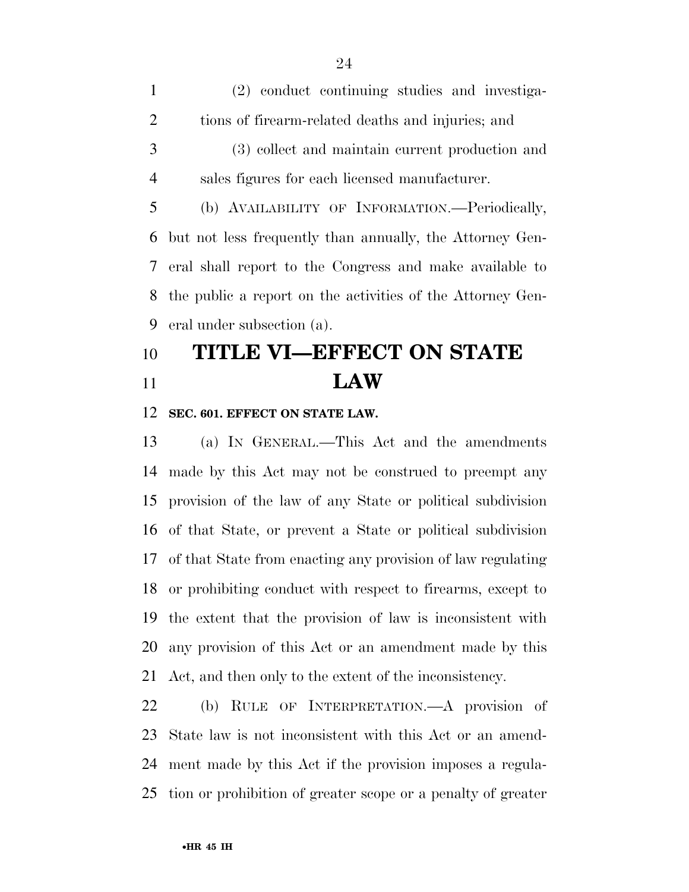(2) conduct continuing studies and investigations of firearm-related deaths and injuries; and

(3) collect and maintain current production and sales figures for each licensed manufacturer.

(b) AVAILABILITY OF INFORMATION.—Periodically, but not less frequently than annually, the Attorney General shall report to the Congress and make available to the public a report on the activities of the Attorney General under subsection (a).

# TITLE VI—EFFECT ON STATE LAW

### SEC. 601. EFFECT ON STATE LAW.

(a) IN GENERAL.—This Act and the amendments made by this Act may not be construed to preempt any provision of the law of any State or political subdivision of that State, or prevent a State or political subdivision of that State from enacting any provision of law regulating or prohibiting conduct with respect to firearms, except to the extent that the provision of law is inconsistent with any provision of this Act or an amendment made by this Act, and then only to the extent of the inconsistency.

(b) RULE OF INTERPRETATION.—A provision of State law is not inconsistent with this Act or an amendment made by this Act if the provision imposes a regulation or prohibition of greater scope or a penalty of greater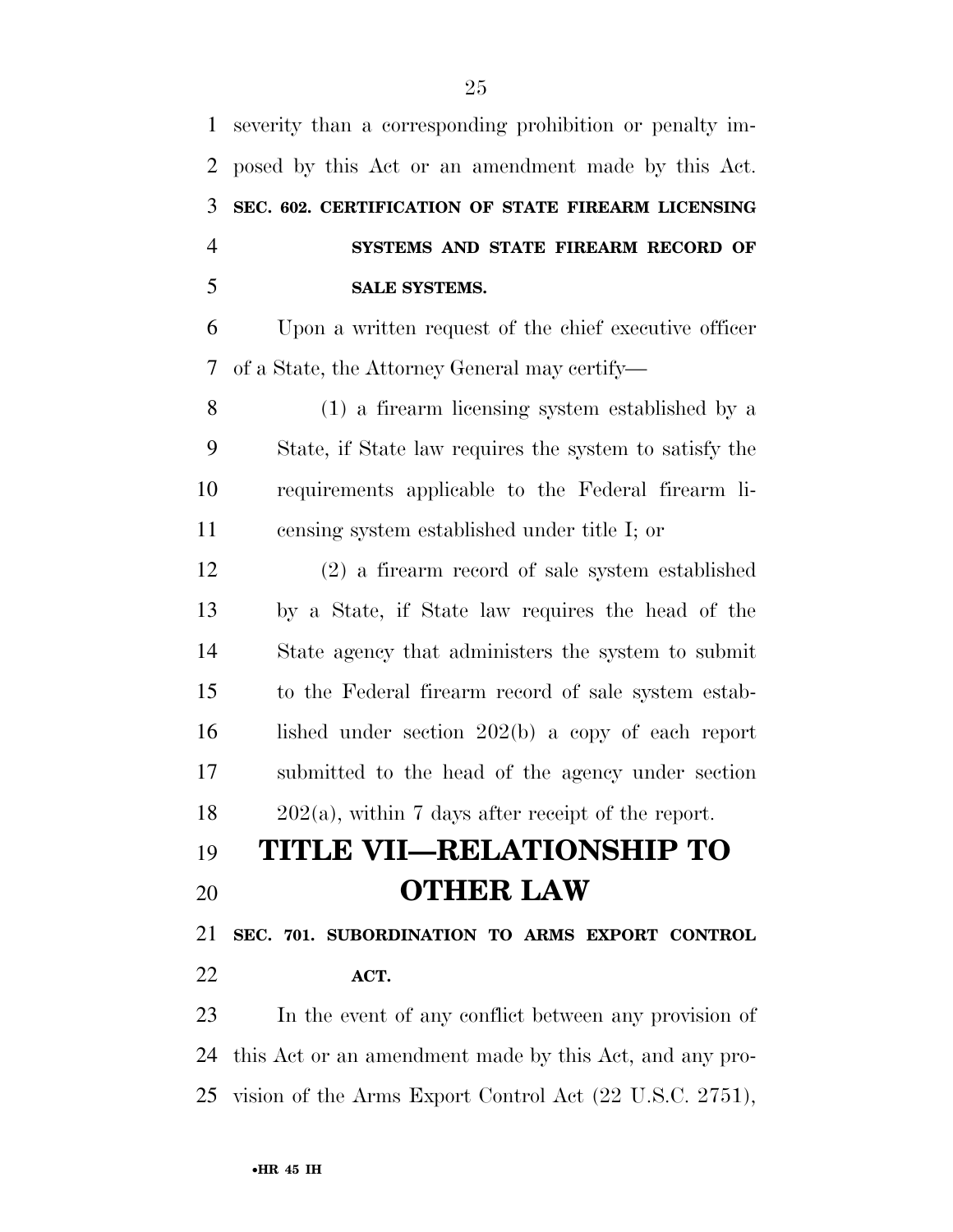severity than a corresponding prohibition or penalty imposed by this Act or an amendment made by this Act.

**SEC. 602. CERTIFICATION OF STATE FIREARM LICENSING SYSTEMS AND STATE FIREARM RECORD OF SALE SYSTEMS.**

Upon a written request of the chief executive officer of a State, the Attorney General may certify—

(1) a firearm licensing system established by a State, if State law requires the system to satisfy the requirements applicable to the Federal firearm licensing system established under title I; or

(2) a firearm record of sale system established by a State, if State law requires the head of the State agency that administers the system to submit to the Federal firearm record of sale system established under section 202(b) a copy of each report submitted to the head of the agency under section 202(a), within 7 days after receipt of the report.

# TITLE VII—RELATIONSHIP TO OTHER LAW

**SEC. 701. SUBORDINATION TO ARMS EXPORT CONTROL ACT.**

In the event of any conflict between any provision of this Act or an amendment made by this Act, and any provision of the Arms Export Control Act (22 U.S.C. 2751),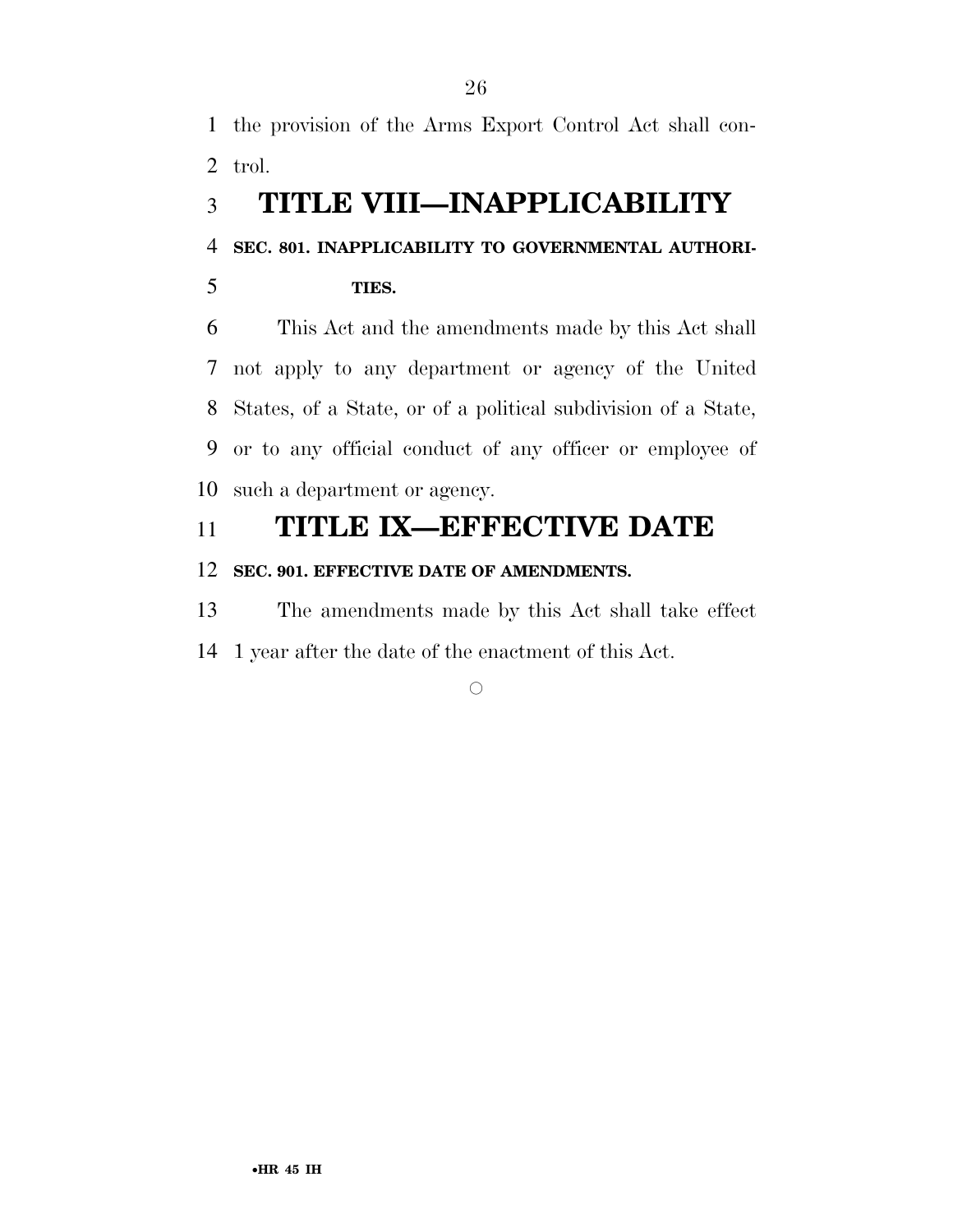the provision of the Arms Export Control Act shall control.

# TITLE VIII—INAPPLICABILITY

### SEC. 801. INAPPLICABILITY TO GOVERNMENTAL AUTHORITIES.

This Act and the amendments made by this Act shall not apply to any department or agency of the United States, of a State, or of a political subdivision of a State, or to any official conduct of any officer or employee of such a department or agency.

# TITLE IX—EFFECTIVE DATE

### SEC. 901. EFFECTIVE DATE OF AMENDMENTS.

The amendments made by this Act shall take effect 1 year after the date of the enactment of this Act.

○